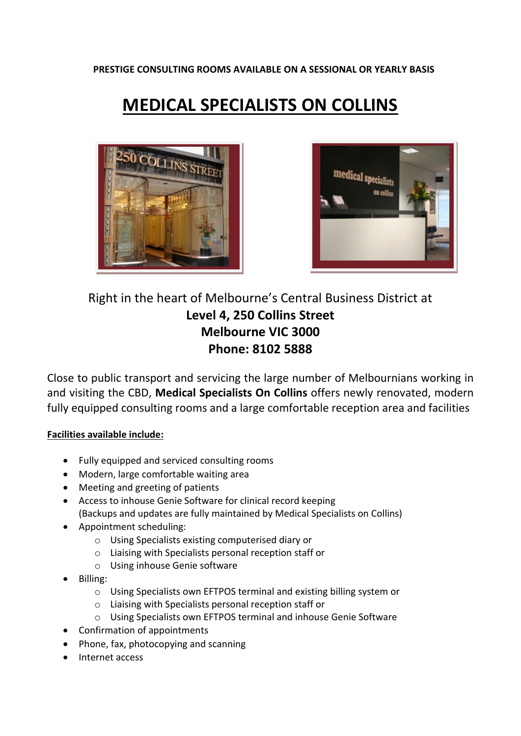**PRESTIGE CONSULTING ROOMS AVAILABLE ON A SESSIONAL OR YEARLY BASIS**

# MEDICAL SPECIALISTS ON COLLINS

Right in the heart of Melbourne's Central Business District at
**Level 4, 250 Collins Street**
**Melbourne VIC 3000**
**Phone: 8102 5888**

Close to public transport and servicing the large number of Melbournians working in and visiting the CBD, **Medical Specialists On Collins** offers newly renovated, modern fully equipped consulting rooms and a large comfortable reception area and facilities

**Facilities available include:**

- Fully equipped and serviced consulting rooms
- Modern, large comfortable waiting area
- Meeting and greeting of patients
- Access to inhouse Genie Software for clinical record keeping
  (Backups and updates are fully maintained by Medical Specialists on Collins)
- Appointment scheduling:
  - Using Specialists existing computerised diary or
  - Liaising with Specialists personal reception staff or
  - Using inhouse Genie software
- Billing:
  - Using Specialists own EFTPOS terminal and existing billing system or
  - Liaising with Specialists personal reception staff or
  - Using Specialists own EFTPOS terminal and inhouse Genie Software
- Confirmation of appointments
- Phone, fax, photocopying and scanning
- Internet access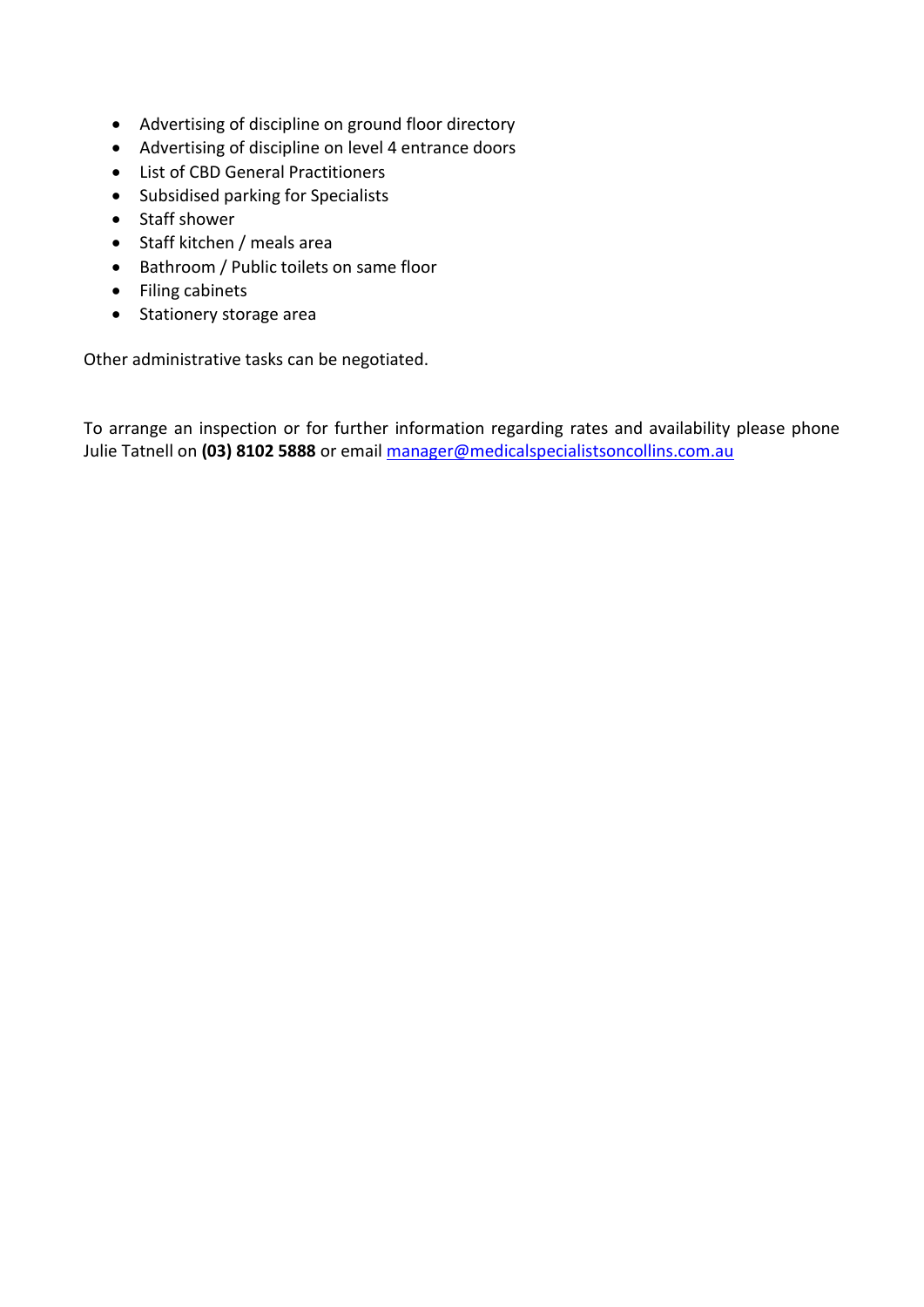- Advertising of discipline on ground floor directory
- Advertising of discipline on level 4 entrance doors
- List of CBD General Practitioners
- Subsidised parking for Specialists
- Staff shower
- Staff kitchen / meals area
- Bathroom / Public toilets on same floor
- Filing cabinets
- Stationery storage area

Other administrative tasks can be negotiated.

To arrange an inspection or for further information regarding rates and availability please phone Julie Tatnell on **(03) 8102 5888** or email manager@medicalspecialistsoncollins.com.au